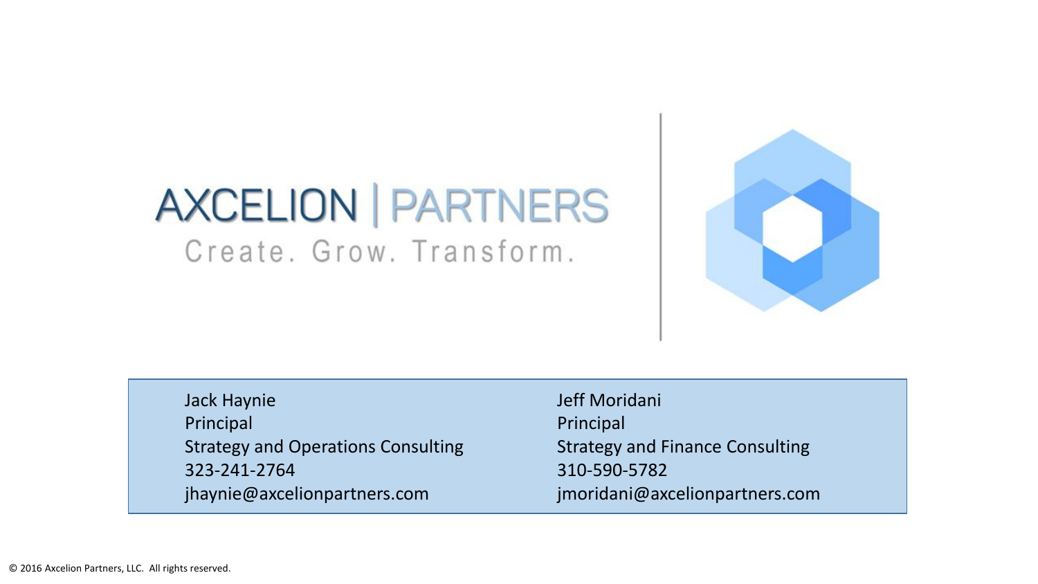# AXCELION | PARTNERS

Create. Grow. Transform.

Jack Haynie
Principal
Strategy and Operations Consulting
323-241-2764
jhaynie@axcelionpartners.com

Jeff Moridani
Principal
Strategy and Finance Consulting
310-590-5782
jmoridani@axcelionpartners.com

© 2016 Axcelion Partners, LLC. All rights reserved.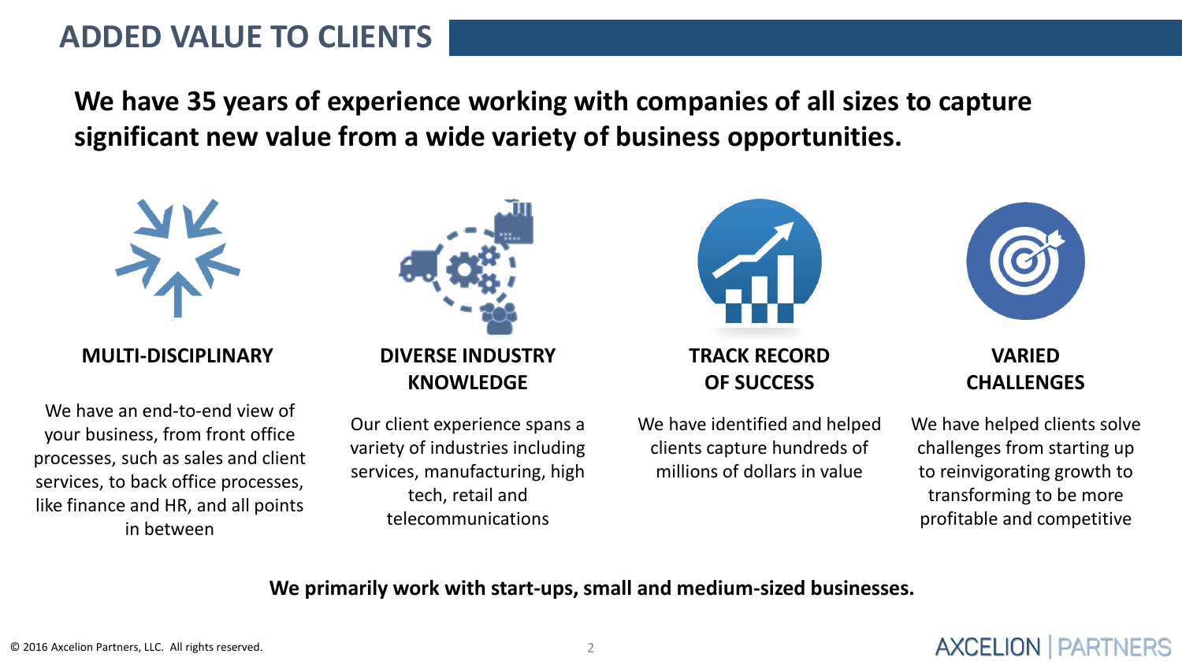# ADDED VALUE TO CLIENTS

**We have 35 years of experience working with companies of all sizes to capture significant new value from a wide variety of business opportunities.**

### MULTI-DISCIPLINARY

We have an end-to-end view of your business, from front office processes, such as sales and client services, to back office processes, like finance and HR, and all points in between

### DIVERSE INDUSTRY KNOWLEDGE

Our client experience spans a variety of industries including services, manufacturing, high tech, retail and telecommunications

### TRACK RECORD OF SUCCESS

We have identified and helped clients capture hundreds of millions of dollars in value

### VARIED CHALLENGES

We have helped clients solve challenges from starting up to reinvigorating growth to transforming to be more profitable and competitive

**We primarily work with start-ups, small and medium-sized businesses.**

© 2016 Axcelion Partners, LLC. All rights reserved.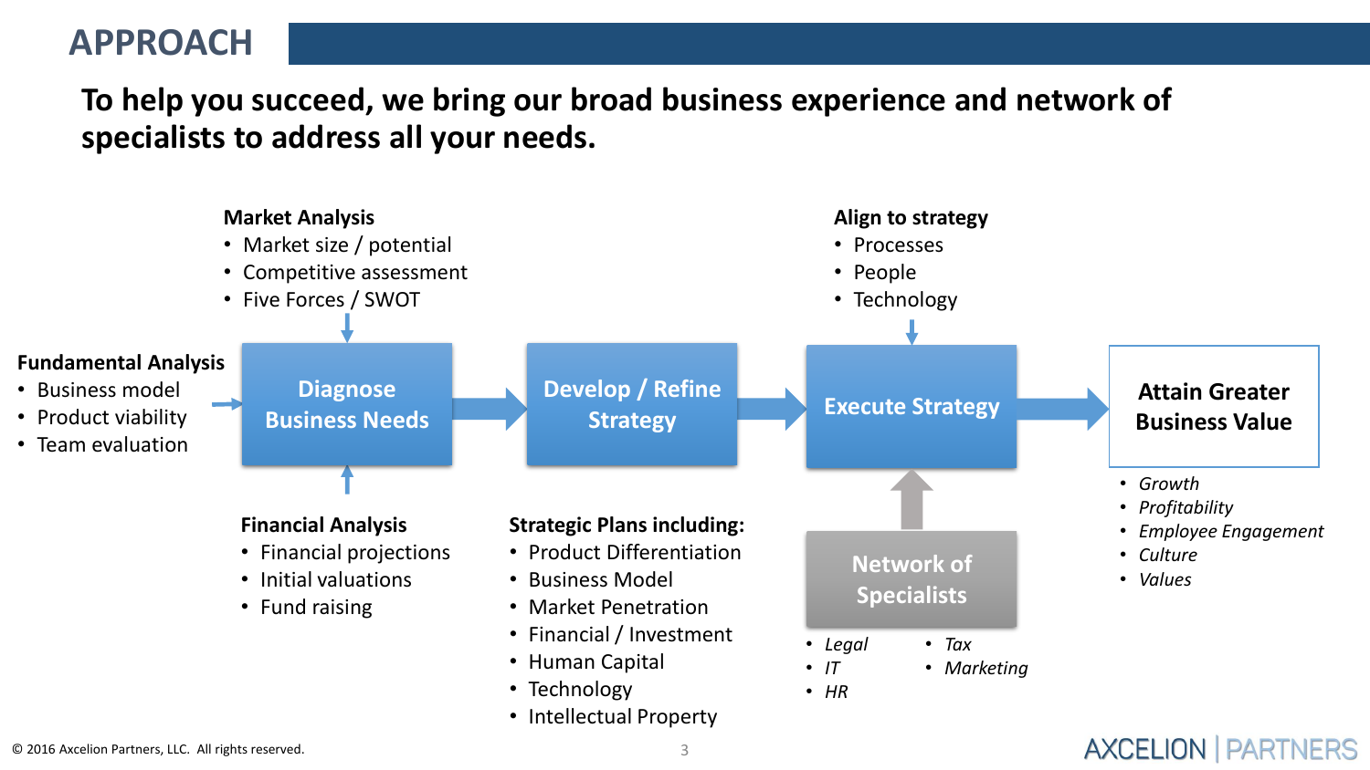# APPROACH

**To help you succeed, we bring our broad business experience and network of specialists to address all your needs.**

**Fundamental Analysis**
- Business model
- Product viability
- Team evaluation

**Market Analysis**
- Market size / potential
- Competitive assessment
- Five Forces / SWOT

**Diagnose Business Needs**

**Financial Analysis**
- Financial projections
- Initial valuations
- Fund raising

**Develop / Refine Strategy**

**Strategic Plans including:**
- Product Differentiation
- Business Model
- Market Penetration
- Financial / Investment
- Human Capital
- Technology
- Intellectual Property

**Align to strategy**
- Processes
- People
- Technology

**Execute Strategy**

**Network of Specialists**
- *Legal*
- *IT*
- *HR*
- *Tax*
- *Marketing*

**Attain Greater Business Value**
- *Growth*
- *Profitability*
- *Employee Engagement*
- *Culture*
- *Values*

© 2016 Axcelion Partners, LLC. All rights reserved.

AXCELION | PARTNERS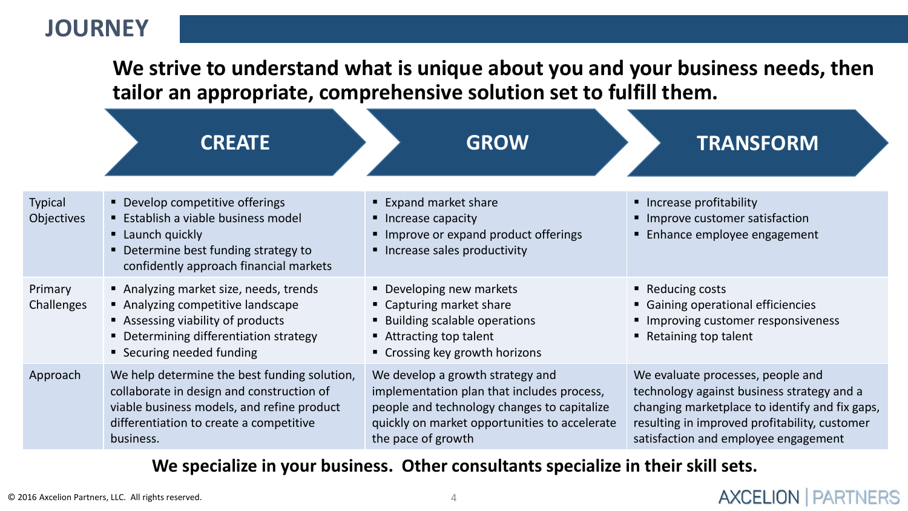# JOURNEY

**We strive to understand what is unique about you and your business needs, then tailor an appropriate, comprehensive solution set to fulfill them.**

| | CREATE | GROW | TRANSFORM |
|---|---|---|---|
| Typical Objectives | ▪ Develop competitive offerings<br>▪ Establish a viable business model<br>▪ Launch quickly<br>▪ Determine best funding strategy to confidently approach financial markets | ▪ Expand market share<br>▪ Increase capacity<br>▪ Improve or expand product offerings<br>▪ Increase sales productivity | ▪ Increase profitability<br>▪ Improve customer satisfaction<br>▪ Enhance employee engagement |
| Primary Challenges | ▪ Analyzing market size, needs, trends<br>▪ Analyzing competitive landscape<br>▪ Assessing viability of products<br>▪ Determining differentiation strategy<br>▪ Securing needed funding | ▪ Developing new markets<br>▪ Capturing market share<br>▪ Building scalable operations<br>▪ Attracting top talent<br>▪ Crossing key growth horizons | ▪ Reducing costs<br>▪ Gaining operational efficiencies<br>▪ Improving customer responsiveness<br>▪ Retaining top talent |
| Approach | We help determine the best funding solution, collaborate in design and construction of viable business models, and refine product differentiation to create a competitive business. | We develop a growth strategy and implementation plan that includes process, people and technology changes to capitalize quickly on market opportunities to accelerate the pace of growth | We evaluate processes, people and technology against business strategy and a changing marketplace to identify and fix gaps, resulting in improved profitability, customer satisfaction and employee engagement |

**We specialize in your business. Other consultants specialize in their skill sets.**

© 2016 Axcelion Partners, LLC. All rights reserved.

AXCELION | PARTNERS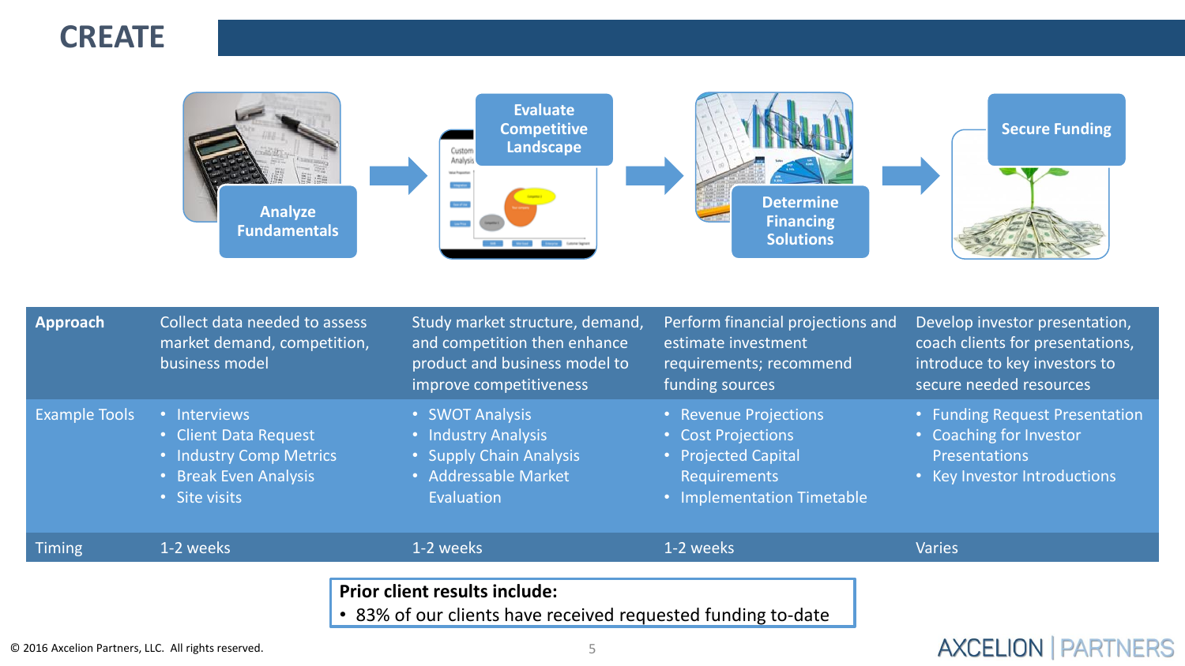# CREATE

Analyze Fundamentals → Evaluate Competitive Landscape → Determine Financing Solutions → Secure Funding

| | Analyze Fundamentals | Evaluate Competitive Landscape | Determine Financing Solutions | Secure Funding |
|---|---|---|---|---|
| **Approach** | Collect data needed to assess market demand, competition, business model | Study market structure, demand, and competition then enhance product and business model to improve competitiveness | Perform financial projections and estimate investment requirements; recommend funding sources | Develop investor presentation, coach clients for presentations, introduce to key investors to secure needed resources |
| Example Tools | • Interviews<br>• Client Data Request<br>• Industry Comp Metrics<br>• Break Even Analysis<br>• Site visits | • SWOT Analysis<br>• Industry Analysis<br>• Supply Chain Analysis<br>• Addressable Market Evaluation | • Revenue Projections<br>• Cost Projections<br>• Projected Capital Requirements<br>• Implementation Timetable | • Funding Request Presentation<br>• Coaching for Investor Presentations<br>• Key Investor Introductions |
| Timing | 1-2 weeks | 1-2 weeks | 1-2 weeks | Varies |

**Prior client results include:**

- 83% of our clients have received requested funding to-date

© 2016 Axcelion Partners, LLC. All rights reserved.

AXCELION | PARTNERS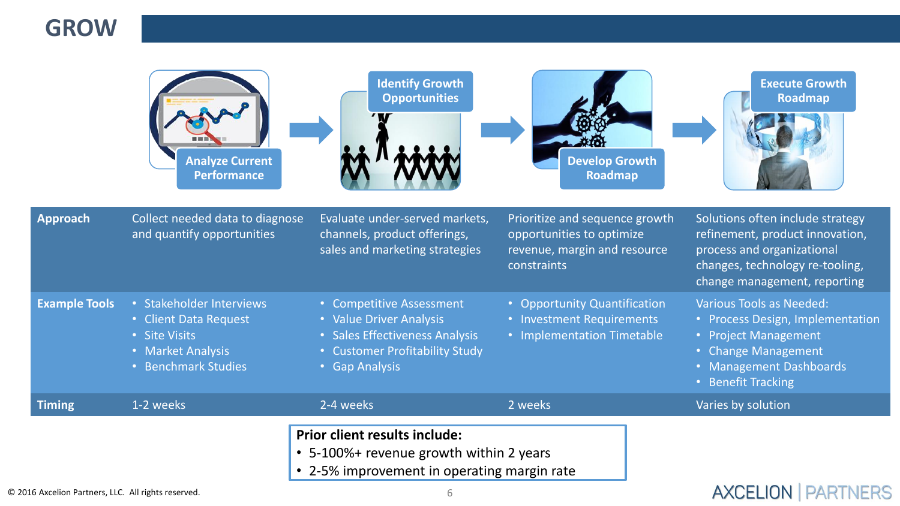# GROW

| | Analyze Current Performance | Identify Growth Opportunities | Develop Growth Roadmap | Execute Growth Roadmap |
|---|---|---|---|---|
| **Approach** | Collect needed data to diagnose and quantify opportunities | Evaluate under-served markets, channels, product offerings, sales and marketing strategies | Prioritize and sequence growth opportunities to optimize revenue, margin and resource constraints | Solutions often include strategy refinement, product innovation, process and organizational changes, technology re-tooling, change management, reporting |
| **Example Tools** | • Stakeholder Interviews<br>• Client Data Request<br>• Site Visits<br>• Market Analysis<br>• Benchmark Studies | • Competitive Assessment<br>• Value Driver Analysis<br>• Sales Effectiveness Analysis<br>• Customer Profitability Study<br>• Gap Analysis | • Opportunity Quantification<br>• Investment Requirements<br>• Implementation Timetable | Various Tools as Needed:<br>• Process Design, Implementation<br>• Project Management<br>• Change Management<br>• Management Dashboards<br>• Benefit Tracking |
| **Timing** | 1-2 weeks | 2-4 weeks | 2 weeks | Varies by solution |

**Prior client results include:**

- 5-100%+ revenue growth within 2 years
- 2-5% improvement in operating margin rate

© 2016 Axcelion Partners, LLC. All rights reserved.

AXCELION | PARTNERS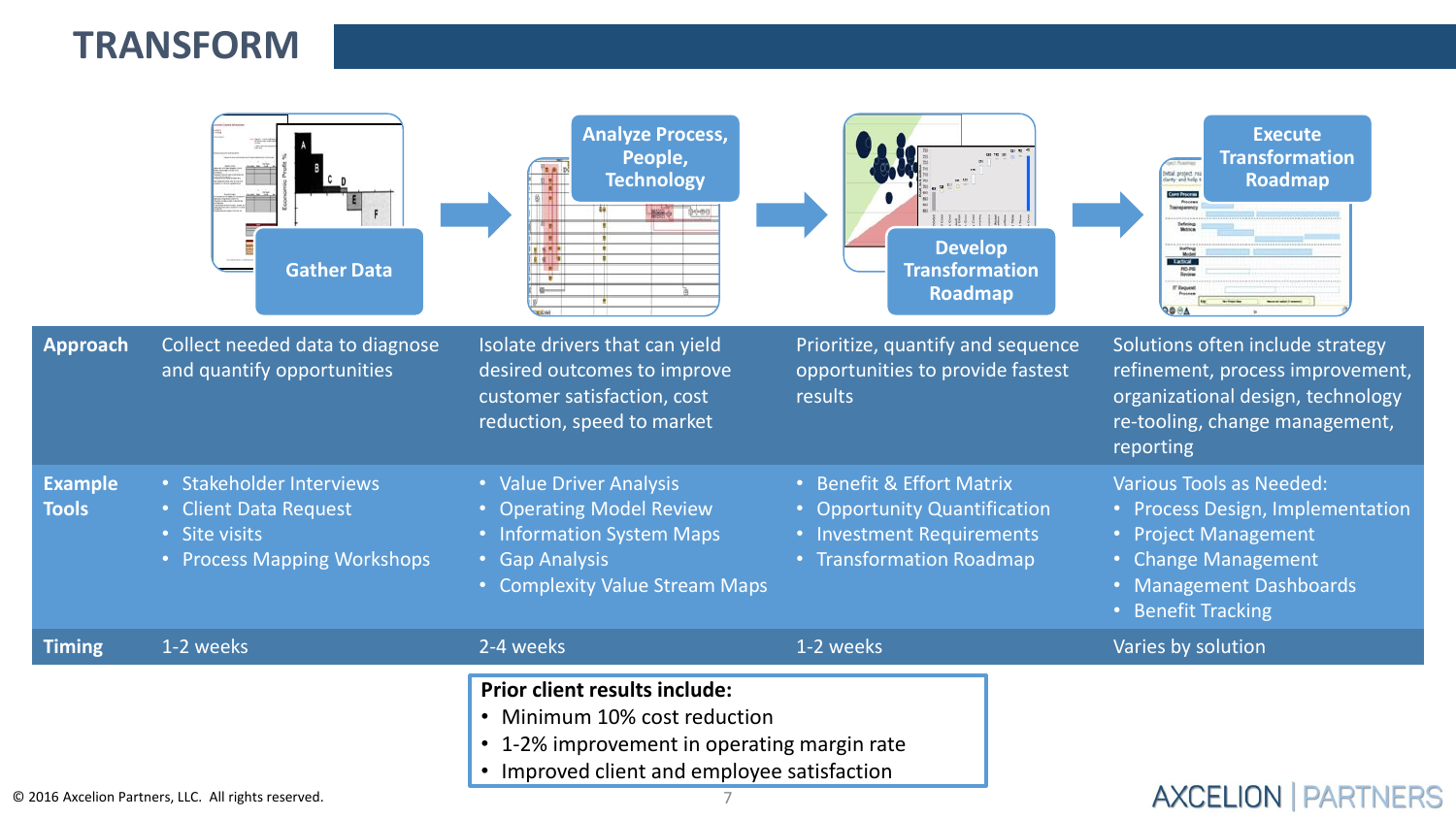# TRANSFORM

| | Gather Data | Analyze Process, People, Technology | Develop Transformation Roadmap | Execute Transformation Roadmap |
|---|---|---|---|---|
| **Approach** | Collect needed data to diagnose and quantify opportunities | Isolate drivers that can yield desired outcomes to improve customer satisfaction, cost reduction, speed to market | Prioritize, quantify and sequence opportunities to provide fastest results | Solutions often include strategy refinement, process improvement, organizational design, technology re-tooling, change management, reporting |
| **Example Tools** | • Stakeholder Interviews<br>• Client Data Request<br>• Site visits<br>• Process Mapping Workshops | • Value Driver Analysis<br>• Operating Model Review<br>• Information System Maps<br>• Gap Analysis<br>• Complexity Value Stream Maps | • Benefit & Effort Matrix<br>• Opportunity Quantification<br>• Investment Requirements<br>• Transformation Roadmap | Various Tools as Needed:<br>• Process Design, Implementation<br>• Project Management<br>• Change Management<br>• Management Dashboards<br>• Benefit Tracking |
| **Timing** | 1-2 weeks | 2-4 weeks | 1-2 weeks | Varies by solution |

**Prior client results include:**

- Minimum 10% cost reduction
- 1-2% improvement in operating margin rate
- Improved client and employee satisfaction

© 2016 Axcelion Partners, LLC. All rights reserved.

AXCELION | PARTNERS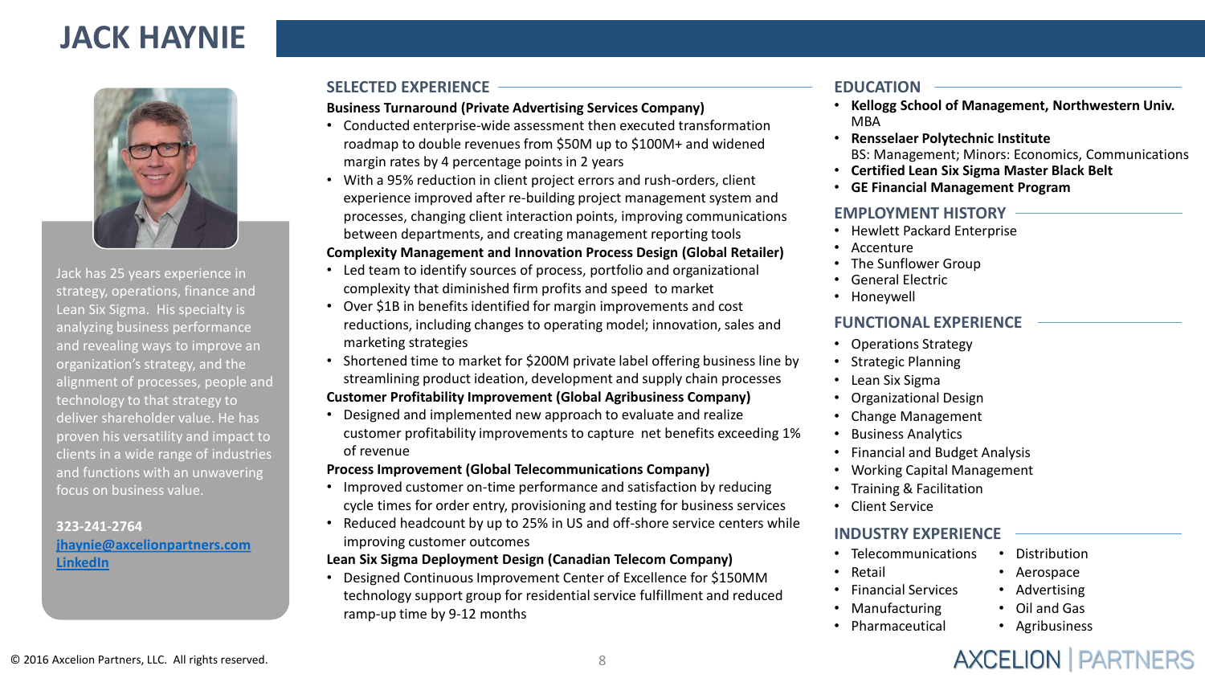# JACK HAYNIE

Jack has 25 years experience in strategy, operations, finance and Lean Six Sigma. His specialty is analyzing business performance and revealing ways to improve an organization's strategy, and the alignment of processes, people and technology to that strategy to deliver shareholder value. He has proven his versatility and impact to clients in a wide range of industries and functions with an unwavering focus on business value.

**323-241-2764**
**jhaynie@axcelionpartners.com**
**LinkedIn**

## SELECTED EXPERIENCE

**Business Turnaround (Private Advertising Services Company)**

- Conducted enterprise-wide assessment then executed transformation roadmap to double revenues from $50M up to $100M+ and widened margin rates by 4 percentage points in 2 years
- With a 95% reduction in client project errors and rush-orders, client experience improved after re-building project management system and processes, changing client interaction points, improving communications between departments, and creating management reporting tools

**Complexity Management and Innovation Process Design (Global Retailer)**

- Led team to identify sources of process, portfolio and organizational complexity that diminished firm profits and speed to market
- Over $1B in benefits identified for margin improvements and cost reductions, including changes to operating model; innovation, sales and marketing strategies
- Shortened time to market for $200M private label offering business line by streamlining product ideation, development and supply chain processes

**Customer Profitability Improvement (Global Agribusiness Company)**

- Designed and implemented new approach to evaluate and realize customer profitability improvements to capture net benefits exceeding 1% of revenue

**Process Improvement (Global Telecommunications Company)**

- Improved customer on-time performance and satisfaction by reducing cycle times for order entry, provisioning and testing for business services
- Reduced headcount by up to 25% in US and off-shore service centers while improving customer outcomes

**Lean Six Sigma Deployment Design (Canadian Telecom Company)**

- Designed Continuous Improvement Center of Excellence for $150MM technology support group for residential service fulfillment and reduced ramp-up time by 9-12 months

## EDUCATION

- **Kellogg School of Management, Northwestern Univ.**
  MBA
- **Rensselaer Polytechnic Institute**
  BS: Management; Minors: Economics, Communications
- **Certified Lean Six Sigma Master Black Belt**
- **GE Financial Management Program**

## EMPLOYMENT HISTORY

- Hewlett Packard Enterprise
- Accenture
- The Sunflower Group
- General Electric
- Honeywell

## FUNCTIONAL EXPERIENCE

- Operations Strategy
- Strategic Planning
- Lean Six Sigma
- Organizational Design
- Change Management
- Business Analytics
- Financial and Budget Analysis
- Working Capital Management
- Training & Facilitation
- Client Service

## INDUSTRY EXPERIENCE

- Telecommunications
- Retail
- Financial Services
- Manufacturing
- Pharmaceutical
- Distribution
- Aerospace
- Advertising
- Oil and Gas
- Agribusiness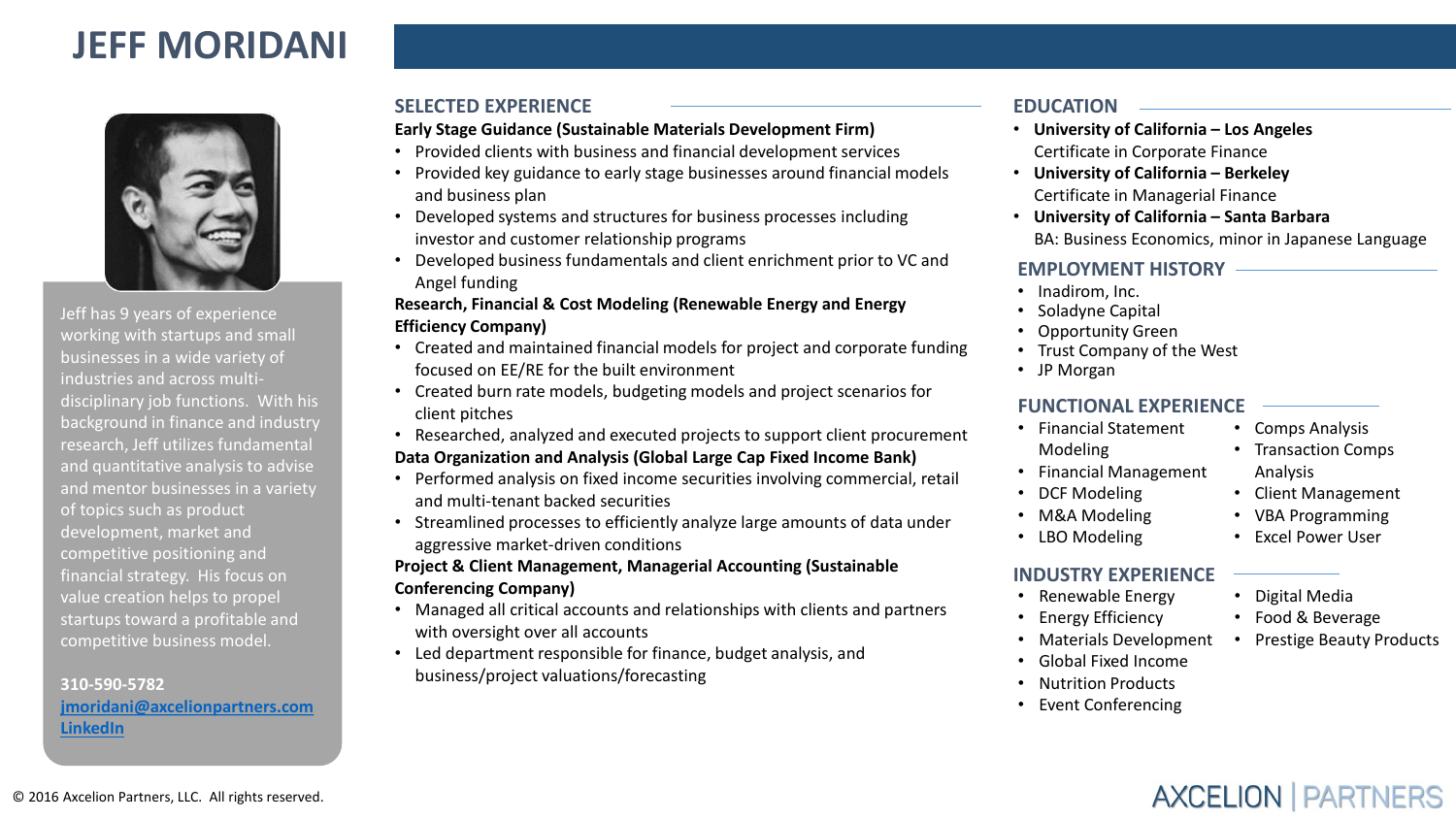# JEFF MORIDANI

Jeff has 9 years of experience working with startups and small businesses in a wide variety of industries and across multi-disciplinary job functions. With his background in finance and industry research, Jeff utilizes fundamental and quantitative analysis to advise and mentor businesses in a variety of topics such as product development, market and competitive positioning and financial strategy. His focus on value creation helps to propel startups toward a profitable and competitive business model.

**310-590-5782**
**jmoridani@axcelionpartners.com**
**LinkedIn**

## SELECTED EXPERIENCE

**Early Stage Guidance (Sustainable Materials Development Firm)**

- Provided clients with business and financial development services
- Provided key guidance to early stage businesses around financial models and business plan
- Developed systems and structures for business processes including investor and customer relationship programs
- Developed business fundamentals and client enrichment prior to VC and Angel funding

**Research, Financial & Cost Modeling (Renewable Energy and Energy Efficiency Company)**

- Created and maintained financial models for project and corporate funding focused on EE/RE for the built environment
- Created burn rate models, budgeting models and project scenarios for client pitches
- Researched, analyzed and executed projects to support client procurement

**Data Organization and Analysis (Global Large Cap Fixed Income Bank)**

- Performed analysis on fixed income securities involving commercial, retail and multi-tenant backed securities
- Streamlined processes to efficiently analyze large amounts of data under aggressive market-driven conditions

**Project & Client Management, Managerial Accounting (Sustainable Conferencing Company)**

- Managed all critical accounts and relationships with clients and partners with oversight over all accounts
- Led department responsible for finance, budget analysis, and business/project valuations/forecasting

## EDUCATION

- **University of California – Los Angeles**
  Certificate in Corporate Finance
- **University of California – Berkeley**
  Certificate in Managerial Finance
- **University of California – Santa Barbara**
  BA: Business Economics, minor in Japanese Language

## EMPLOYMENT HISTORY

- Inadirom, Inc.
- Soladyne Capital
- Opportunity Green
- Trust Company of the West
- JP Morgan

## FUNCTIONAL EXPERIENCE

- Financial Statement Modeling
- Financial Management
- DCF Modeling
- M&A Modeling
- LBO Modeling
- Comps Analysis
- Transaction Comps Analysis
- Client Management
- VBA Programming
- Excel Power User

## INDUSTRY EXPERIENCE

- Renewable Energy
- Energy Efficiency
- Materials Development
- Global Fixed Income
- Nutrition Products
- Event Conferencing
- Digital Media
- Food & Beverage
- Prestige Beauty Products

© 2016 Axcelion Partners, LLC. All rights reserved.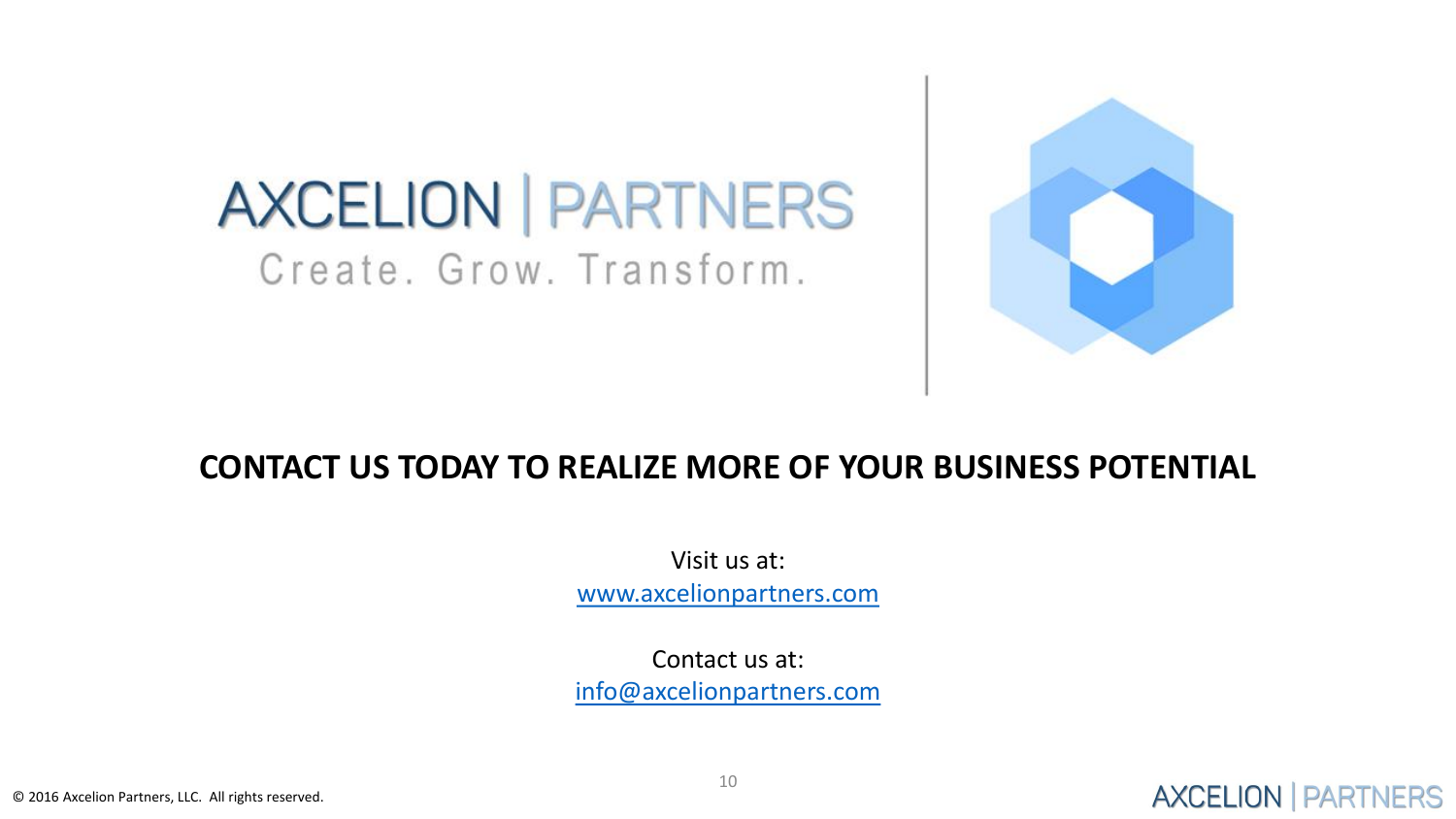AXCELION | PARTNERS

Create. Grow. Transform.

**CONTACT US TODAY TO REALIZE MORE OF YOUR BUSINESS POTENTIAL**

Visit us at:
[www.axcelionpartners.com](http://www.axcelionpartners.com)

Contact us at:
[info@axcelionpartners.com](mailto:info@axcelionpartners.com)

© 2016 Axcelion Partners, LLC. All rights reserved.